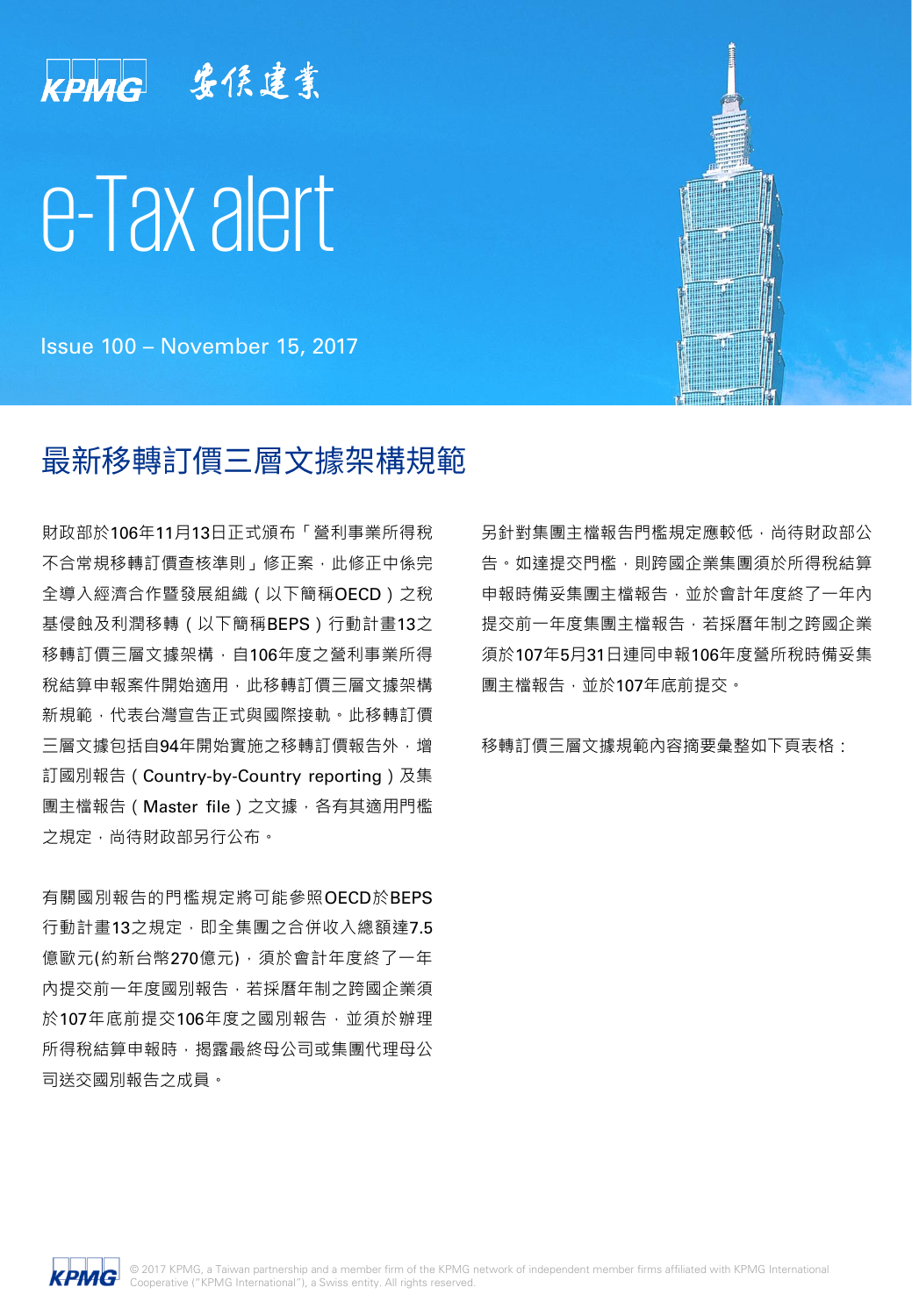KPMG 安侯建業

# e-Tax alert

Issue 100 – November 15, 2017

## 最新移轉訂價三層文據架構規範

財政部於106年11月13日正式頒布「營利事業所得稅不合常規移轉訂價查核準則」修正案，此修正中係完全導入經濟合作暨發展組織（以下簡稱OECD）之稅基侵蝕及利潤移轉（以下簡稱BEPS）行動計畫13之移轉訂價三層文據架構，自106年度之營利事業所得稅結算申報案件開始適用，此移轉訂價三層文據架構新規範，代表台灣宣告正式與國際接軌。此移轉訂價三層文據包括自94年開始實施之移轉訂價報告外，增訂國別報告（Country-by-Country reporting）及集團主檔報告（Master file）之文據，各有其適用門檻之規定，尚待財政部另行公布。

有關國別報告的門檻規定將可能參照OECD於BEPS行動計畫13之規定，即全集團之合併收入總額達7.5億歐元(約新台幣270億元)，須於會計年度終了一年內提交前一年度國別報告，若採曆年制之跨國企業須於107年底前提交106年度之國別報告，並須於辦理所得稅結算申報時，揭露最終母公司或集團代理母公司送交國別報告之成員。

另針對集團主檔報告門檻規定應較低，尚待財政部公告。如達提交門檻，則跨國企業集團須於所得稅結算申報時備妥集團主檔報告，並於會計年度終了一年內提交前一年度集團主檔報告，若採曆年制之跨國企業須於107年5月31日連同申報106年度營所稅時備妥集團主檔報告，並於107年底前提交。

移轉訂價三層文據規範內容摘要彙整如下頁表格：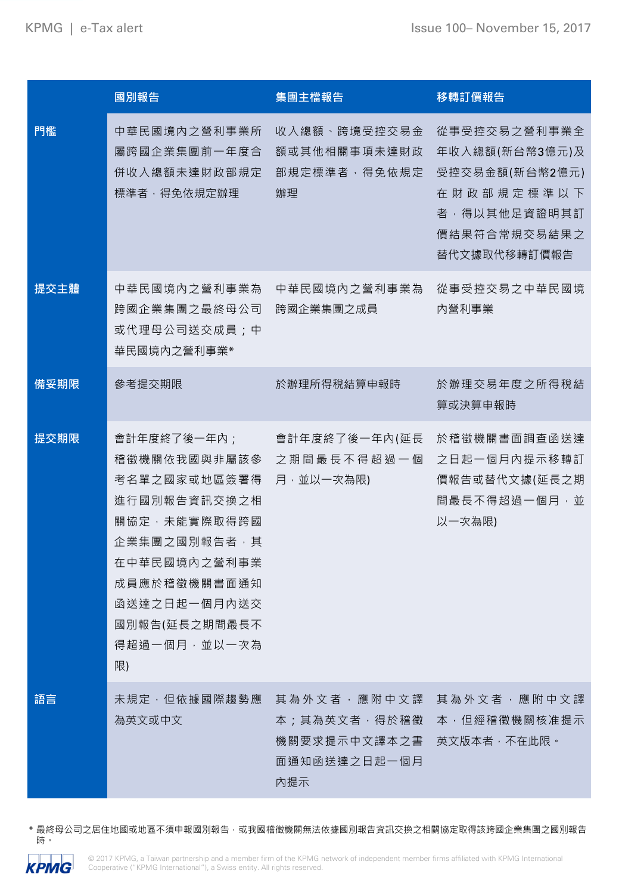| | 國別報告 | 集團主檔報告 | 移轉訂價報告 |
|---|---|---|---|
| 門檻 | 中華民國境內之營利事業所屬跨國企業集團前一年度合併收入總額未達財政部規定標準者，得免依規定辦理 | 收入總額、跨境受控交易金額或其他相關事項未達財政部規定標準者，得免依規定辦理 | 從事受控交易之營利事業全年收入總額(新台幣3億元)及受控交易金額(新台幣2億元)在財政部規定標準以下者，得以其他足資證明其訂價結果符合常規交易結果之替代文據取代移轉訂價報告 |
| 提交主體 | 中華民國境內之營利事業為跨國企業集團之最終母公司或代理母公司送交成員；中華民國境內之營利事業* | 中華民國境內之營利事業為跨國企業集團之成員 | 從事受控交易之中華民國境內營利事業 |
| 備妥期限 | 參考提交期限 | 於辦理所得稅結算申報時 | 於辦理交易年度之所得稅結算或決算申報時 |
| 提交期限 | 會計年度終了後一年內；稽徵機關依我國與非屬該參考名單之國家或地區簽署得進行國別報告資訊交換之相關協定，未能實際取得跨國企業集團之國別報告者，其在中華民國境內之營利事業成員應於稽徵機關書面通知函送達之日起一個月內送交國別報告(延長之期間最長不得超過一個月，並以一次為限) | 會計年度終了後一年內(延長之期間最長不得超過一個月，並以一次為限) | 於稽徵機關書面調查函送達之日起一個月內提示移轉訂價報告或替代文據(延長之期間最長不得超過一個月，並以一次為限) |
| 語言 | 未規定，但依據國際趨勢應為英文或中文 | 其為外文者，應附中文譯本；其為英文者，得於稽徵機關要求提示中文譯本之書面通知函送達之日起一個月內提示 | 其為外文者，應附中文譯本，但經稽徵機關核准提示英文版本者，不在此限。 |

\* 最終母公司之居住地國或地區不須申報國別報告，或我國稽徵機關無法依據國別報告資訊交換之相關協定取得該跨國企業集團之國別報告時。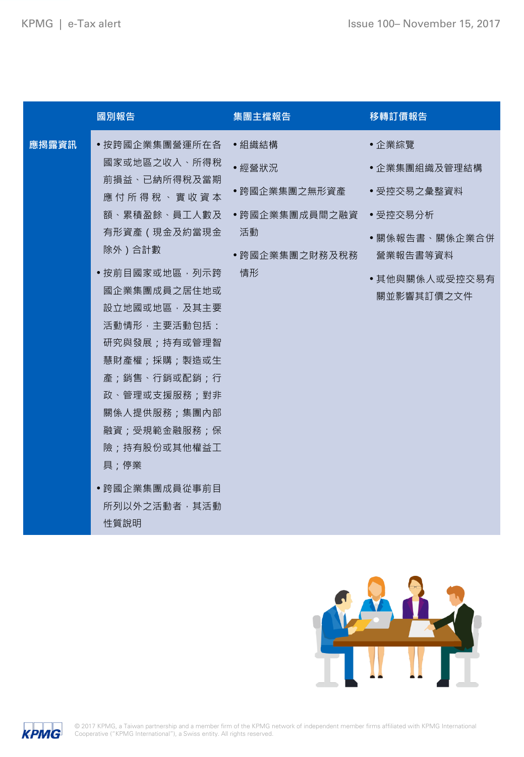| | 國別報告 | 集團主檔報告 | 移轉訂價報告 |
|---|---|---|---|
| **應揭露資訊** | • 按跨國企業集團營運所在各國家或地區之收入、所得稅前損益、已納所得稅及當期應付所得稅、實收資本額、累積盈餘、員工人數及有形資產（現金及約當現金除外）合計數<br>• 按前目國家或地區，列示跨國企業集團成員之居住地或設立地國或地區，及其主要活動情形，主要活動包括：研究與發展；持有或管理智慧財產權；採購；製造或生產；銷售、行銷或配銷；行政、管理或支援服務；對非關係人提供服務；集團內部融資；受規範金融服務；保險；持有股份或其他權益工具；停業<br>• 跨國企業集團成員從事前目所列以外之活動者，其活動性質說明 | • 組織結構<br>• 經營狀況<br>• 跨國企業集團之無形資產<br>• 跨國企業集團成員間之融資活動<br>• 跨國企業集團之財務及稅務情形 | • 企業綜覽<br>• 企業集團組織及管理結構<br>• 受控交易之彙整資料<br>• 受控交易分析<br>• 關係報告書、關係企業合併營業報告書等資料<br>• 其他與關係人或受控交易有關並影響其訂價之文件 |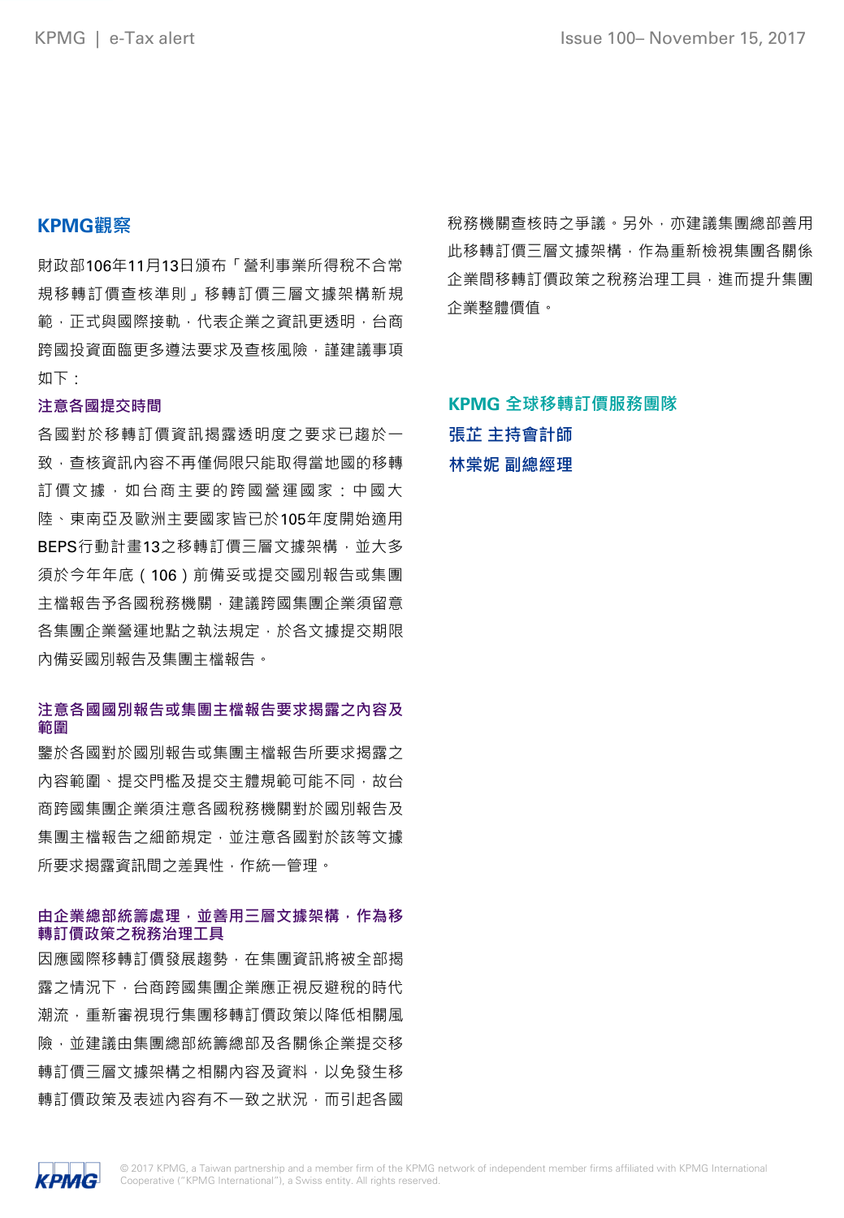## KPMG觀察

財政部106年11月13日頒布「營利事業所得稅不合常規移轉訂價查核準則」移轉訂價三層文據架構新規範，正式與國際接軌，代表企業之資訊更透明，台商跨國投資面臨更多遵法要求及查核風險，謹建議事項如下：

### 注意各國提交時間

各國對於移轉訂價資訊揭露透明度之要求已趨於一致，查核資訊內容不再僅侷限只能取得當地國的移轉訂價文據，如台商主要的跨國營運國家：中國大陸、東南亞及歐洲主要國家皆已於105年度開始適用BEPS行動計畫13之移轉訂價三層文據架構，並大多須於今年年底（106）前備妥或提交國別報告或集團主檔報告予各國稅務機關，建議跨國集團企業須留意各集團企業營運地點之執法規定，於各文據提交期限內備妥國別報告及集團主檔報告。

### 注意各國國別報告或集團主檔報告要求揭露之內容及範圍

鑒於各國對於國別報告或集團主檔報告所要求揭露之內容範圍、提交門檻及提交主體規範可能不同，故台商跨國集團企業須注意各國稅務機關對於國別報告及集團主檔報告之細節規定，並注意各國對於該等文據所要求揭露資訊間之差異性，作統一管理。

### 由企業總部統籌處理，並善用三層文據架構，作為移轉訂價政策之稅務治理工具

因應國際移轉訂價發展趨勢，在集團資訊將被全部揭露之情況下，台商跨國集團企業應正視反避稅的時代潮流，重新審視現行集團移轉訂價政策以降低相關風險，並建議由集團總部統籌總部及各關係企業提交移轉訂價三層文據架構之相關內容及資料，以免發生移轉訂價政策及表述內容有不一致之狀況，而引起各國稅務機關查核時之爭議。另外，亦建議集團總部善用此移轉訂價三層文據架構，作為重新檢視集團各關係企業間移轉訂價政策之稅務治理工具，進而提升集團企業整體價值。

**KPMG 全球移轉訂價服務團隊**

**張芷 主持會計師**

**林棠妮 副總經理**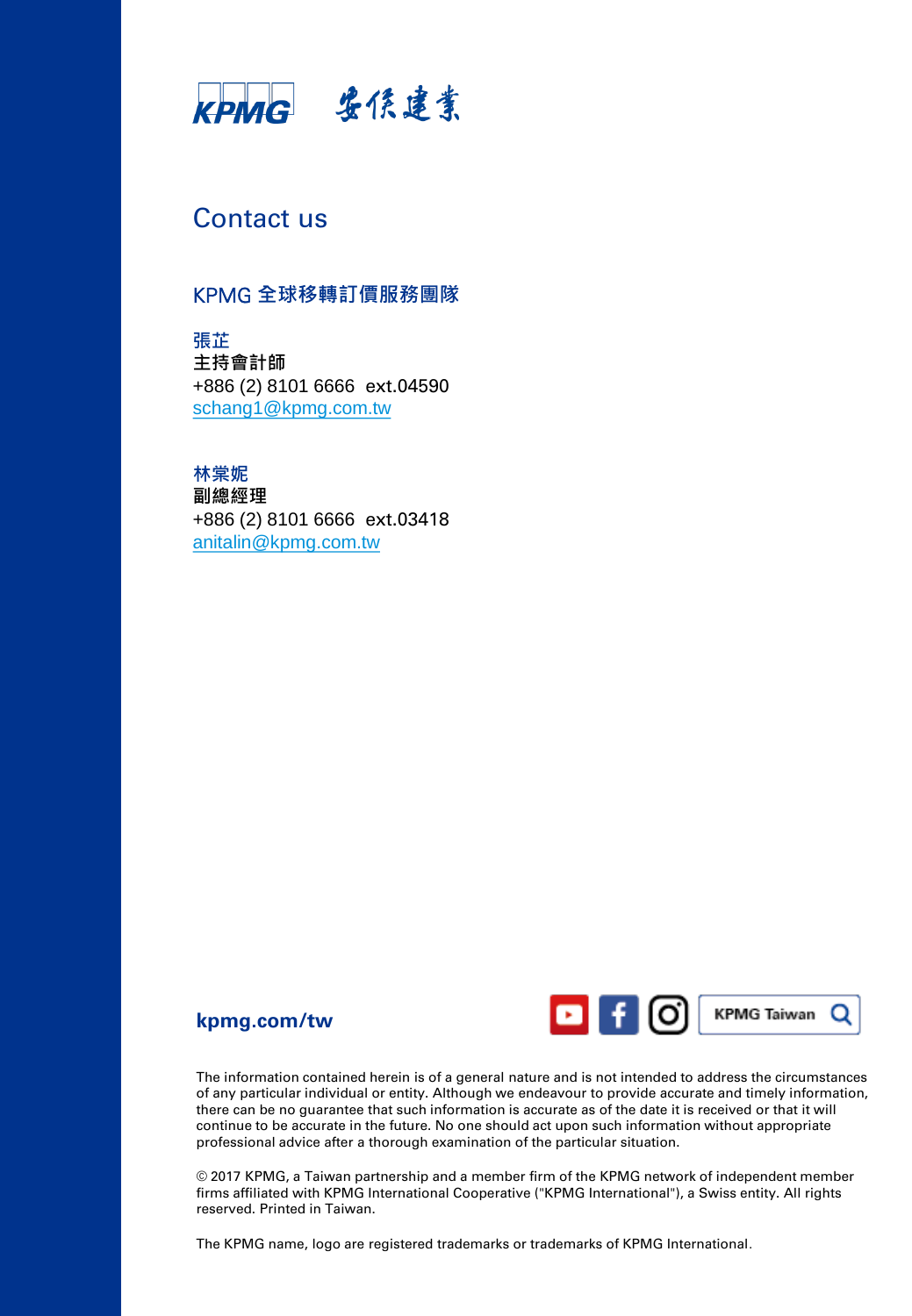KPMG 安侯建業

# Contact us

## KPMG 全球移轉訂價服務團隊

**張芷**
**主持會計師**
+886 (2) 8101 6666 ext.04590
schang1@kpmg.com.tw

**林棠妮**
**副總經理**
+886 (2) 8101 6666 ext.03418
anitalin@kpmg.com.tw

**kpmg.com/tw**

KPMG Taiwan

The information contained herein is of a general nature and is not intended to address the circumstances of any particular individual or entity. Although we endeavour to provide accurate and timely information, there can be no guarantee that such information is accurate as of the date it is received or that it will continue to be accurate in the future. No one should act upon such information without appropriate professional advice after a thorough examination of the particular situation.

© 2017 KPMG, a Taiwan partnership and a member firm of the KPMG network of independent member firms affiliated with KPMG International Cooperative ("KPMG International"), a Swiss entity. All rights reserved. Printed in Taiwan.

The KPMG name, logo are registered trademarks or trademarks of KPMG International.